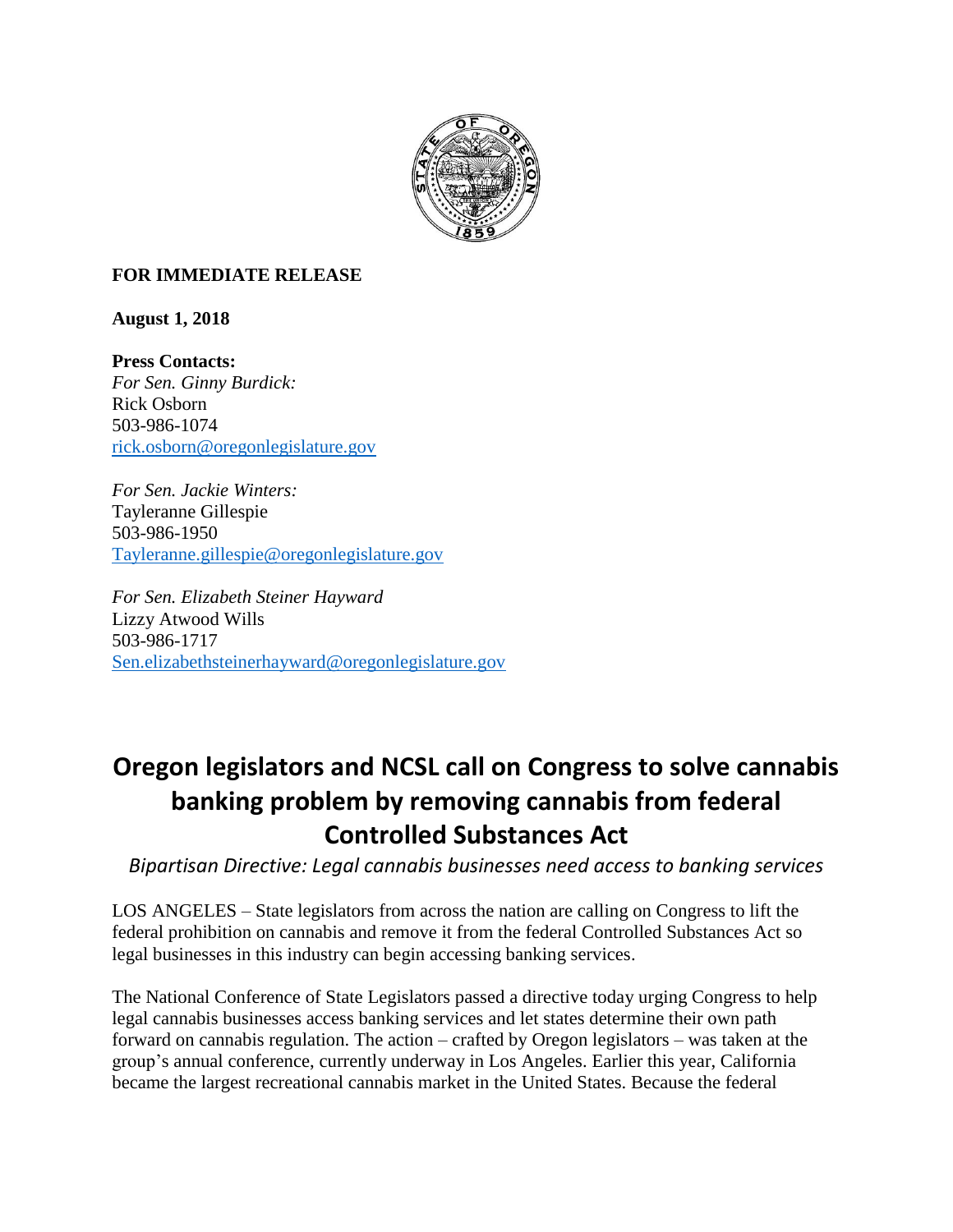**FOR IMMEDIATE RELEASE**

**August 1, 2018**

**Press Contacts:**
*For Sen. Ginny Burdick:*
Rick Osborn
503-986-1074
rick.osborn@oregonlegislature.gov

*For Sen. Jackie Winters:*
Tayleranne Gillespie
503-986-1950
Tayleranne.gillespie@oregonlegislature.gov

*For Sen. Elizabeth Steiner Hayward*
Lizzy Atwood Wills
503-986-1717
Sen.elizabethsteinerhayward@oregonlegislature.gov

# Oregon legislators and NCSL call on Congress to solve cannabis banking problem by removing cannabis from federal Controlled Substances Act

*Bipartisan Directive: Legal cannabis businesses need access to banking services*

LOS ANGELES – State legislators from across the nation are calling on Congress to lift the federal prohibition on cannabis and remove it from the federal Controlled Substances Act so legal businesses in this industry can begin accessing banking services.

The National Conference of State Legislators passed a directive today urging Congress to help legal cannabis businesses access banking services and let states determine their own path forward on cannabis regulation. The action – crafted by Oregon legislators – was taken at the group's annual conference, currently underway in Los Angeles. Earlier this year, California became the largest recreational cannabis market in the United States. Because the federal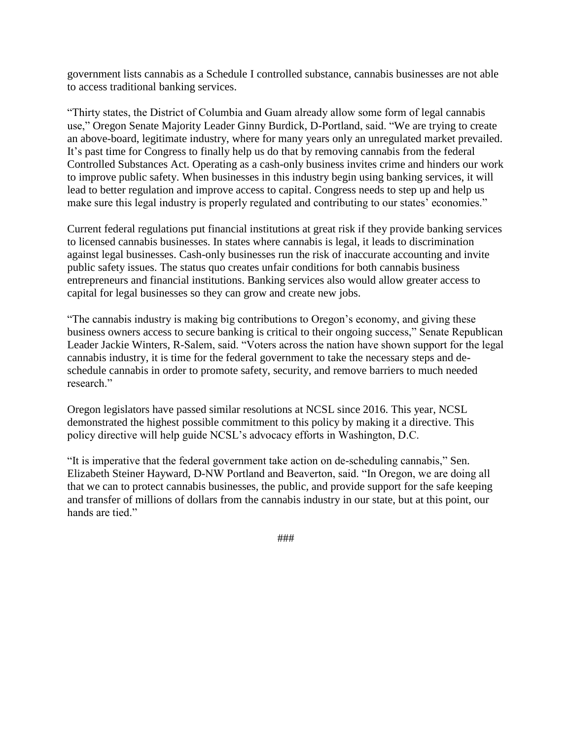government lists cannabis as a Schedule I controlled substance, cannabis businesses are not able to access traditional banking services.

"Thirty states, the District of Columbia and Guam already allow some form of legal cannabis use," Oregon Senate Majority Leader Ginny Burdick, D-Portland, said. "We are trying to create an above-board, legitimate industry, where for many years only an unregulated market prevailed. It's past time for Congress to finally help us do that by removing cannabis from the federal Controlled Substances Act. Operating as a cash-only business invites crime and hinders our work to improve public safety. When businesses in this industry begin using banking services, it will lead to better regulation and improve access to capital. Congress needs to step up and help us make sure this legal industry is properly regulated and contributing to our states' economies."

Current federal regulations put financial institutions at great risk if they provide banking services to licensed cannabis businesses. In states where cannabis is legal, it leads to discrimination against legal businesses. Cash-only businesses run the risk of inaccurate accounting and invite public safety issues. The status quo creates unfair conditions for both cannabis business entrepreneurs and financial institutions. Banking services also would allow greater access to capital for legal businesses so they can grow and create new jobs.

"The cannabis industry is making big contributions to Oregon's economy, and giving these business owners access to secure banking is critical to their ongoing success," Senate Republican Leader Jackie Winters, R-Salem, said. "Voters across the nation have shown support for the legal cannabis industry, it is time for the federal government to take the necessary steps and de-schedule cannabis in order to promote safety, security, and remove barriers to much needed research."

Oregon legislators have passed similar resolutions at NCSL since 2016. This year, NCSL demonstrated the highest possible commitment to this policy by making it a directive. This policy directive will help guide NCSL's advocacy efforts in Washington, D.C.

"It is imperative that the federal government take action on de-scheduling cannabis," Sen. Elizabeth Steiner Hayward, D-NW Portland and Beaverton, said. "In Oregon, we are doing all that we can to protect cannabis businesses, the public, and provide support for the safe keeping and transfer of millions of dollars from the cannabis industry in our state, but at this point, our hands are tied."

###